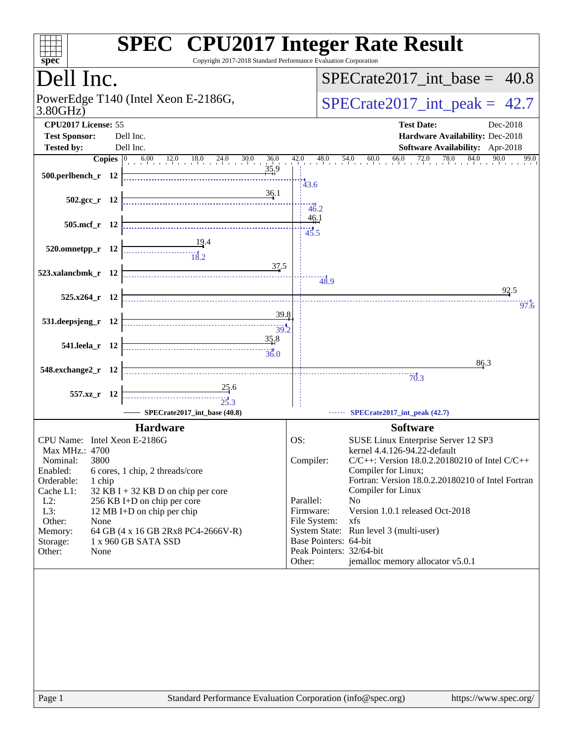# SPEC CPU2017 Integer Rate Result

Copyright 2017-2018 Standard Performance Evaluation Corporation

## Dell Inc.

PowerEdge T140 (Intel Xeon E-2186G, 3.80GHz)

SPECrate2017_int_base = 40.8

SPECrate2017_int_peak = 42.7

**CPU2017 License:** 55
**Test Sponsor:** Dell Inc.
**Tested by:** Dell Inc.

**Test Date:** Dec-2018
**Hardware Availability:** Dec-2018
**Software Availability:** Apr-2018

| Benchmark | Copies | Base | Peak |
|---|---|---|---|
| 500.perlbench_r | 12 | 35.9 | 43.6 |
| 502.gcc_r | 12 | 36.1 | 46.2 |
| 505.mcf_r | 12 | 46.1 | 45.5 |
| 520.omnetpp_r | 12 | 19.4 | 18.2 |
| 523.xalancbmk_r | 12 | 37.5 | 48.9 |
| 525.x264_r | 12 | 92.5 | 97.6 |
| 531.deepsjeng_r | 12 | 39.8 | 39.2 |
| 541.leela_r | 12 | 35.8 | 36.0 |
| 548.exchange2_r | 12 | 86.3 | 70.3 |
| 557.xz_r | 12 | 25.6 | 25.3 |

SPECrate2017_int_base (40.8)    SPECrate2017_int_peak (42.7)

### Hardware

| | |
|---|---|
| CPU Name: | Intel Xeon E-2186G |
| Max MHz.: | 4700 |
| Nominal: | 3800 |
| Enabled: | 6 cores, 1 chip, 2 threads/core |
| Orderable: | 1 chip |
| Cache L1: | 32 KB I + 32 KB D on chip per core |
| L2: | 256 KB I+D on chip per core |
| L3: | 12 MB I+D on chip per chip |
| Other: | None |
| Memory: | 64 GB (4 x 16 GB 2Rx8 PC4-2666V-R) |
| Storage: | 1 x 960 GB SATA SSD |
| Other: | None |

### Software

| | |
|---|---|
| OS: | SUSE Linux Enterprise Server 12 SP3 kernel 4.4.126-94.22-default |
| Compiler: | C/C++: Version 18.0.2.20180210 of Intel C/C++ Compiler for Linux; Fortran: Version 18.0.2.20180210 of Intel Fortran Compiler for Linux |
| Parallel: | No |
| Firmware: | Version 1.0.1 released Oct-2018 |
| File System: | xfs |
| System State: | Run level 3 (multi-user) |
| Base Pointers: | 64-bit |
| Peak Pointers: | 32/64-bit |
| Other: | jemalloc memory allocator v5.0.1 |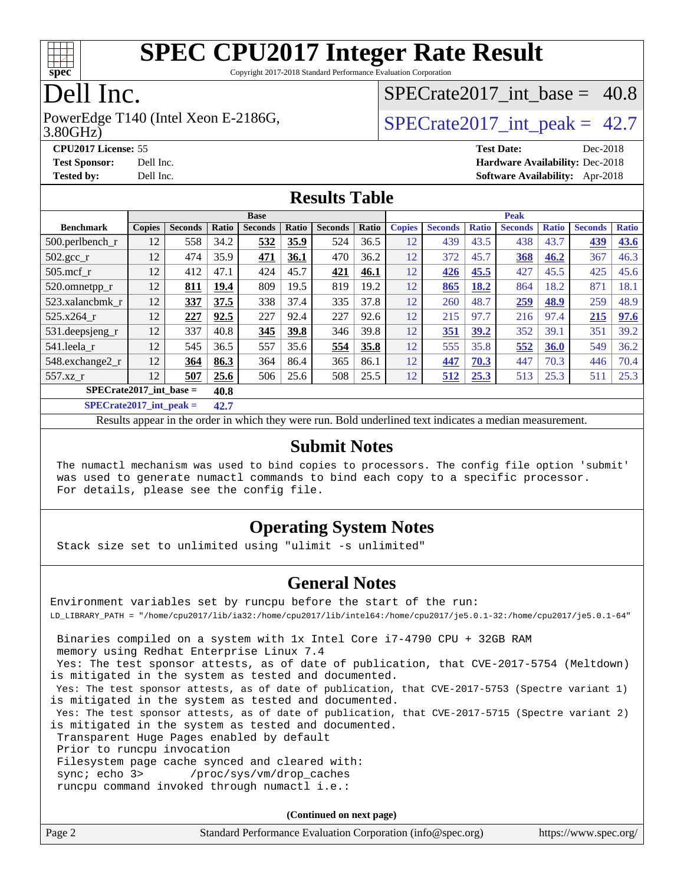# SPEC CPU2017 Integer Rate Result

Copyright 2017-2018 Standard Performance Evaluation Corporation

# Dell Inc.

PowerEdge T140 (Intel Xeon E-2186G, 3.80GHz)

SPECrate2017_int_base = 40.8

SPECrate2017_int_peak = 42.7

**CPU2017 License:** 55
**Test Sponsor:** Dell Inc.
**Tested by:** Dell Inc.

**Test Date:** Dec-2018
**Hardware Availability:** Dec-2018
**Software Availability:** Apr-2018

## Results Table

| Benchmark | Base | | | | | | | Peak | | | | | | |
|---|---|---|---|---|---|---|---|---|---|---|---|---|---|---|
| | Copies | Seconds | Ratio | Seconds | Ratio | Seconds | Ratio | Copies | Seconds | Ratio | Seconds | Ratio | Seconds | Ratio |
| 500.perlbench_r | 12 | 558 | 34.2 | **532** | **35.9** | 524 | 36.5 | 12 | 439 | 43.5 | 438 | 43.7 | **439** | **43.6** |
| 502.gcc_r | 12 | 474 | 35.9 | **471** | **36.1** | 470 | 36.2 | 12 | 372 | 45.7 | **368** | **46.2** | 367 | 46.3 |
| 505.mcf_r | 12 | 412 | 47.1 | 424 | 45.7 | **421** | **46.1** | 12 | **426** | **45.5** | 427 | 45.5 | 425 | 45.6 |
| 520.omnetpp_r | 12 | **811** | **19.4** | 809 | 19.5 | 819 | 19.2 | 12 | **865** | **18.2** | 864 | 18.2 | 871 | 18.1 |
| 523.xalancbmk_r | 12 | **337** | **37.5** | 338 | 37.4 | 335 | 37.8 | 12 | 260 | 48.7 | **259** | **48.9** | 259 | 48.9 |
| 525.x264_r | 12 | **227** | **92.5** | 227 | 92.4 | 227 | 92.6 | 12 | 215 | 97.7 | 216 | 97.4 | **215** | **97.6** |
| 531.deepsjeng_r | 12 | 337 | 40.8 | **345** | **39.8** | 346 | 39.8 | 12 | **351** | **39.2** | 352 | 39.1 | 351 | 39.2 |
| 541.leela_r | 12 | 545 | 36.5 | 557 | 35.6 | **554** | **35.8** | 12 | 555 | 35.8 | **552** | **36.0** | 549 | 36.2 |
| 548.exchange2_r | 12 | **364** | **86.3** | 364 | 86.4 | 365 | 86.1 | 12 | **447** | **70.3** | 447 | 70.3 | 446 | 70.4 |
| 557.xz_r | 12 | **507** | **25.6** | 506 | 25.6 | 508 | 25.5 | 12 | **512** | **25.3** | 513 | 25.3 | 511 | 25.3 |

**SPECrate2017_int_base = 40.8**

**SPECrate2017_int_peak = 42.7**

Results appear in the order in which they were run. Bold underlined text indicates a median measurement.

## Submit Notes

```
The numactl mechanism was used to bind copies to processors. The config file option 'submit'
was used to generate numactl commands to bind each copy to a specific processor.
For details, please see the config file.
```

## Operating System Notes

```
Stack size set to unlimited using "ulimit -s unlimited"
```

## General Notes

```
Environment variables set by runcpu before the start of the run:
LD_LIBRARY_PATH = "/home/cpu2017/lib/ia32:/home/cpu2017/lib/intel64:/home/cpu2017/je5.0.1-32:/home/cpu2017/je5.0.1-64"

 Binaries compiled on a system with 1x Intel Core i7-4790 CPU + 32GB RAM
 memory using Redhat Enterprise Linux 7.4
 Yes: The test sponsor attests, as of date of publication, that CVE-2017-5754 (Meltdown)
is mitigated in the system as tested and documented.
 Yes: The test sponsor attests, as of date of publication, that CVE-2017-5753 (Spectre variant 1)
is mitigated in the system as tested and documented.
 Yes: The test sponsor attests, as of date of publication, that CVE-2017-5715 (Spectre variant 2)
is mitigated in the system as tested and documented.
 Transparent Huge Pages enabled by default
 Prior to runcpu invocation
 Filesystem page cache synced and cleared with:
 sync; echo 3>       /proc/sys/vm/drop_caches
 runcpu command invoked through numactl i.e.:
```

**(Continued on next page)**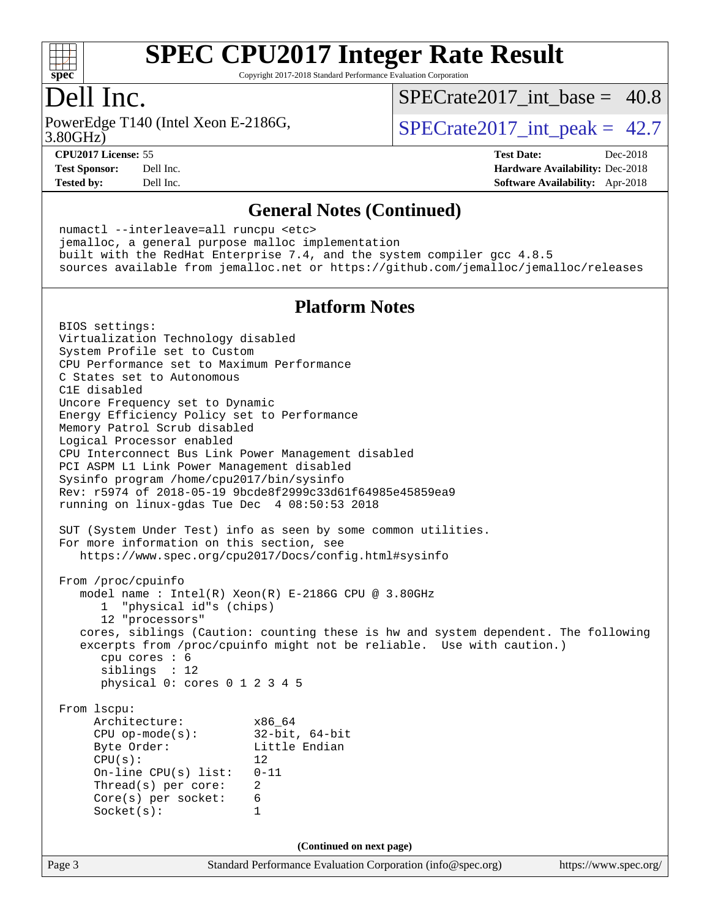# Dell Inc.

PowerEdge T140 (Intel Xeon E-2186G, 3.80GHz)

SPECrate2017_int_base = 40.8

SPECrate2017_int_peak = 42.7

**CPU2017 License:** 55
**Test Sponsor:** Dell Inc.
**Tested by:** Dell Inc.

**Test Date:** Dec-2018
**Hardware Availability:** Dec-2018
**Software Availability:** Apr-2018

## General Notes (Continued)

```
numactl --interleave=all runcpu <etc>
jemalloc, a general purpose malloc implementation
built with the RedHat Enterprise 7.4, and the system compiler gcc 4.8.5
sources available from jemalloc.net or https://github.com/jemalloc/jemalloc/releases
```

## Platform Notes

```
BIOS settings:
Virtualization Technology disabled
System Profile set to Custom
CPU Performance set to Maximum Performance
C States set to Autonomous
C1E disabled
Uncore Frequency set to Dynamic
Energy Efficiency Policy set to Performance
Memory Patrol Scrub disabled
Logical Processor enabled
CPU Interconnect Bus Link Power Management disabled
PCI ASPM L1 Link Power Management disabled
Sysinfo program /home/cpu2017/bin/sysinfo
Rev: r5974 of 2018-05-19 9bcde8f2999c33d61f64985e45859ea9
running on linux-gdas Tue Dec  4 08:50:53 2018

SUT (System Under Test) info as seen by some common utilities.
For more information on this section, see
   https://www.spec.org/cpu2017/Docs/config.html#sysinfo

From /proc/cpuinfo
   model name : Intel(R) Xeon(R) E-2186G CPU @ 3.80GHz
      1  "physical id"s (chips)
      12 "processors"
   cores, siblings (Caution: counting these is hw and system dependent. The following
   excerpts from /proc/cpuinfo might not be reliable.  Use with caution.)
      cpu cores : 6
      siblings  : 12
      physical 0: cores 0 1 2 3 4 5

From lscpu:
     Architecture:          x86_64
     CPU op-mode(s):        32-bit, 64-bit
     Byte Order:            Little Endian
     CPU(s):                12
     On-line CPU(s) list:   0-11
     Thread(s) per core:    2
     Core(s) per socket:    6
     Socket(s):             1
```

(Continued on next page)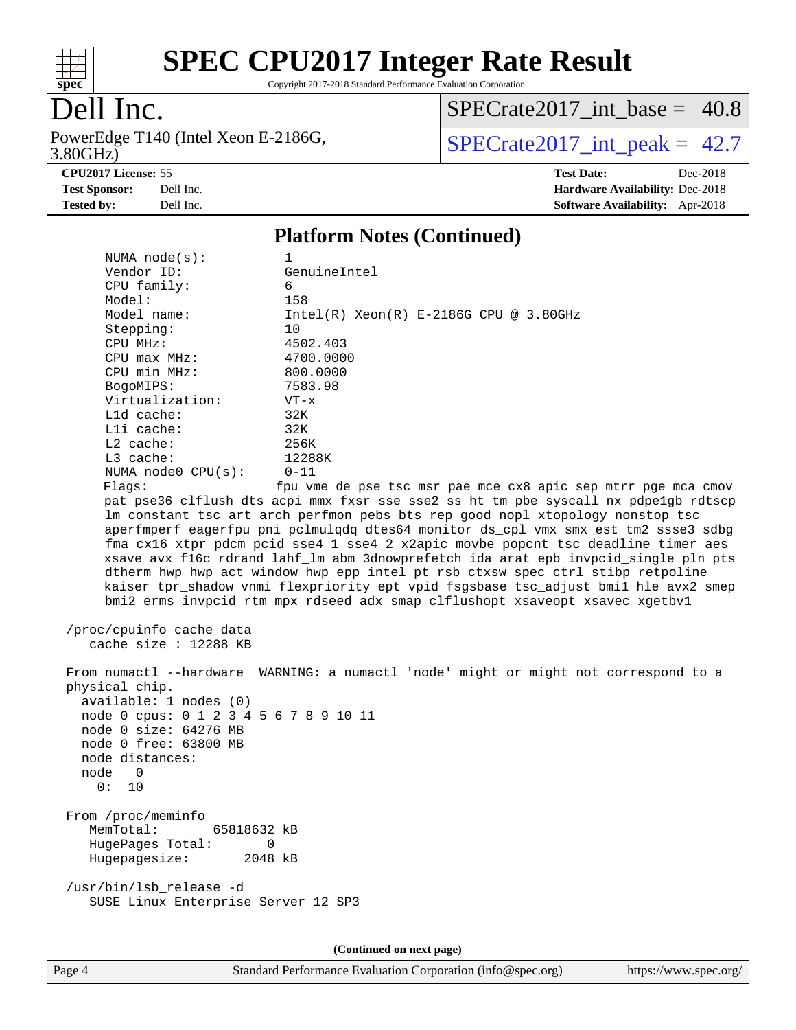# SPEC CPU2017 Integer Rate Result

Copyright 2017-2018 Standard Performance Evaluation Corporation

## Dell Inc.

PowerEdge T140 (Intel Xeon E-2186G, 3.80GHz)

SPECrate2017_int_base = 40.8

SPECrate2017_int_peak = 42.7

**CPU2017 License:** 55
**Test Sponsor:** Dell Inc.
**Tested by:** Dell Inc.

**Test Date:** Dec-2018
**Hardware Availability:** Dec-2018
**Software Availability:** Apr-2018

### Platform Notes (Continued)

```
      NUMA node(s):          1
      Vendor ID:             GenuineIntel
      CPU family:            6
      Model:                 158
      Model name:            Intel(R) Xeon(R) E-2186G CPU @ 3.80GHz
      Stepping:              10
      CPU MHz:               4502.403
      CPU max MHz:           4700.0000
      CPU min MHz:           800.0000
      BogoMIPS:              7583.98
      Virtualization:        VT-x
      L1d cache:             32K
      L1i cache:             32K
      L2 cache:              256K
      L3 cache:              12288K
      NUMA node0 CPU(s):     0-11
      Flags:                 fpu vme de pse tsc msr pae mce cx8 apic sep mtrr pge mca cmov
      pat pse36 clflush dts acpi mmx fxsr sse sse2 ss ht tm pbe syscall nx pdpe1gb rdtscp
      lm constant_tsc art arch_perfmon pebs bts rep_good nopl xtopology nonstop_tsc
      aperfmperf eagerfpu pni pclmulqdq dtes64 monitor ds_cpl vmx smx est tm2 ssse3 sdbg
      fma cx16 xtpr pdcm pcid sse4_1 sse4_2 x2apic movbe popcnt tsc_deadline_timer aes
      xsave avx f16c rdrand lahf_lm abm 3dnowprefetch ida arat epb invpcid_single pln pts
      dtherm hwp hwp_act_window hwp_epp intel_pt rsb_ctxsw spec_ctrl stibp retpoline
      kaiser tpr_shadow vnmi flexpriority ept vpid fsgsbase tsc_adjust bmi1 hle avx2 smep
      bmi2 erms invpcid rtm mpx rdseed adx smap clflushopt xsaveopt xsavec xgetbv1

  /proc/cpuinfo cache data
     cache size : 12288 KB

  From numactl --hardware  WARNING: a numactl 'node' might or might not correspond to a
  physical chip.
    available: 1 nodes (0)
    node 0 cpus: 0 1 2 3 4 5 6 7 8 9 10 11
    node 0 size: 64276 MB
    node 0 free: 63800 MB
    node distances:
    node   0
      0:  10

  From /proc/meminfo
     MemTotal:       65818632 kB
     HugePages_Total:       0
     Hugepagesize:       2048 kB

  /usr/bin/lsb_release -d
     SUSE Linux Enterprise Server 12 SP3
```

(Continued on next page)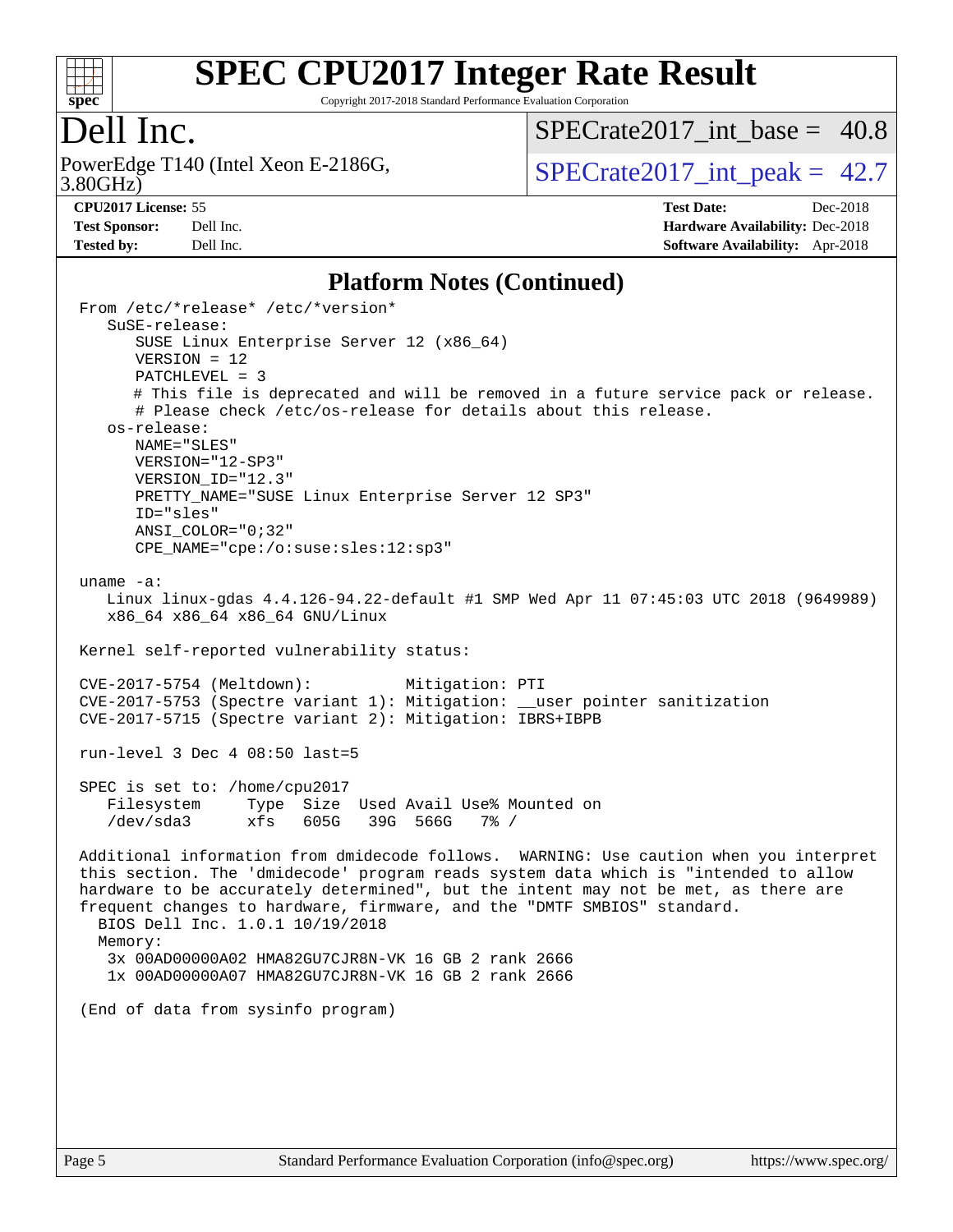# SPEC CPU2017 Integer Rate Result

Copyright 2017-2018 Standard Performance Evaluation Corporation

## Dell Inc.

PowerEdge T140 (Intel Xeon E-2186G, 3.80GHz)

SPECrate2017_int_base = 40.8

SPECrate2017_int_peak = 42.7

**CPU2017 License:** 55
**Test Sponsor:** Dell Inc.
**Tested by:** Dell Inc.

**Test Date:** Dec-2018
**Hardware Availability:** Dec-2018
**Software Availability:** Apr-2018

### Platform Notes (Continued)

```
From /etc/*release* /etc/*version*
   SuSE-release:
      SUSE Linux Enterprise Server 12 (x86_64)
      VERSION = 12
      PATCHLEVEL = 3
      # This file is deprecated and will be removed in a future service pack or release.
      # Please check /etc/os-release for details about this release.
   os-release:
      NAME="SLES"
      VERSION="12-SP3"
      VERSION_ID="12.3"
      PRETTY_NAME="SUSE Linux Enterprise Server 12 SP3"
      ID="sles"
      ANSI_COLOR="0;32"
      CPE_NAME="cpe:/o:suse:sles:12:sp3"

uname -a:
   Linux linux-gdas 4.4.126-94.22-default #1 SMP Wed Apr 11 07:45:03 UTC 2018 (9649989)
   x86_64 x86_64 x86_64 GNU/Linux

Kernel self-reported vulnerability status:

CVE-2017-5754 (Meltdown):          Mitigation: PTI
CVE-2017-5753 (Spectre variant 1): Mitigation: __user pointer sanitization
CVE-2017-5715 (Spectre variant 2): Mitigation: IBRS+IBPB

run-level 3 Dec 4 08:50 last=5

SPEC is set to: /home/cpu2017
   Filesystem     Type  Size  Used Avail Use% Mounted on
   /dev/sda3      xfs   605G   39G  566G   7% /

Additional information from dmidecode follows.  WARNING: Use caution when you interpret
this section. The 'dmidecode' program reads system data which is "intended to allow
hardware to be accurately determined", but the intent may not be met, as there are
frequent changes to hardware, firmware, and the "DMTF SMBIOS" standard.
  BIOS Dell Inc. 1.0.1 10/19/2018
  Memory:
   3x 00AD00000A02 HMA82GU7CJR8N-VK 16 GB 2 rank 2666
   1x 00AD00000A07 HMA82GU7CJR8N-VK 16 GB 2 rank 2666

(End of data from sysinfo program)
```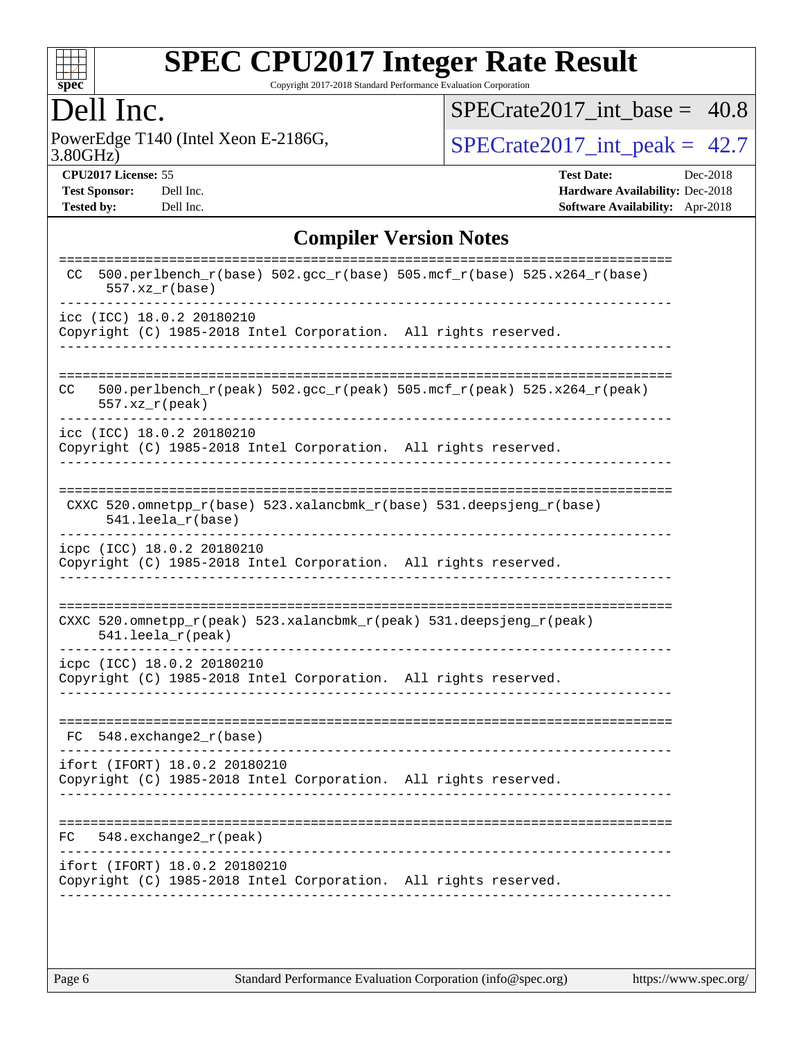# SPEC CPU2017 Integer Rate Result

Copyright 2017-2018 Standard Performance Evaluation Corporation

## Dell Inc.

PowerEdge T140 (Intel Xeon E-2186G, 3.80GHz)

SPECrate2017_int_base = 40.8

SPECrate2017_int_peak = 42.7

**CPU2017 License:** 55
**Test Sponsor:** Dell Inc.
**Tested by:** Dell Inc.

**Test Date:** Dec-2018
**Hardware Availability:** Dec-2018
**Software Availability:** Apr-2018

## Compiler Version Notes

```
==============================================================================
 CC  500.perlbench_r(base) 502.gcc_r(base) 505.mcf_r(base) 525.x264_r(base)
      557.xz_r(base)
------------------------------------------------------------------------------
icc (ICC) 18.0.2 20180210
Copyright (C) 1985-2018 Intel Corporation.  All rights reserved.
------------------------------------------------------------------------------

==============================================================================
CC   500.perlbench_r(peak) 502.gcc_r(peak) 505.mcf_r(peak) 525.x264_r(peak)
     557.xz_r(peak)
------------------------------------------------------------------------------
icc (ICC) 18.0.2 20180210
Copyright (C) 1985-2018 Intel Corporation.  All rights reserved.
------------------------------------------------------------------------------

==============================================================================
 CXXC 520.omnetpp_r(base) 523.xalancbmk_r(base) 531.deepsjeng_r(base)
      541.leela_r(base)
------------------------------------------------------------------------------
icpc (ICC) 18.0.2 20180210
Copyright (C) 1985-2018 Intel Corporation.  All rights reserved.
------------------------------------------------------------------------------

==============================================================================
CXXC 520.omnetpp_r(peak) 523.xalancbmk_r(peak) 531.deepsjeng_r(peak)
     541.leela_r(peak)
------------------------------------------------------------------------------
icpc (ICC) 18.0.2 20180210
Copyright (C) 1985-2018 Intel Corporation.  All rights reserved.
------------------------------------------------------------------------------

==============================================================================
 FC  548.exchange2_r(base)
------------------------------------------------------------------------------
ifort (IFORT) 18.0.2 20180210
Copyright (C) 1985-2018 Intel Corporation.  All rights reserved.
------------------------------------------------------------------------------

==============================================================================
FC   548.exchange2_r(peak)
------------------------------------------------------------------------------
ifort (IFORT) 18.0.2 20180210
Copyright (C) 1985-2018 Intel Corporation.  All rights reserved.
------------------------------------------------------------------------------
```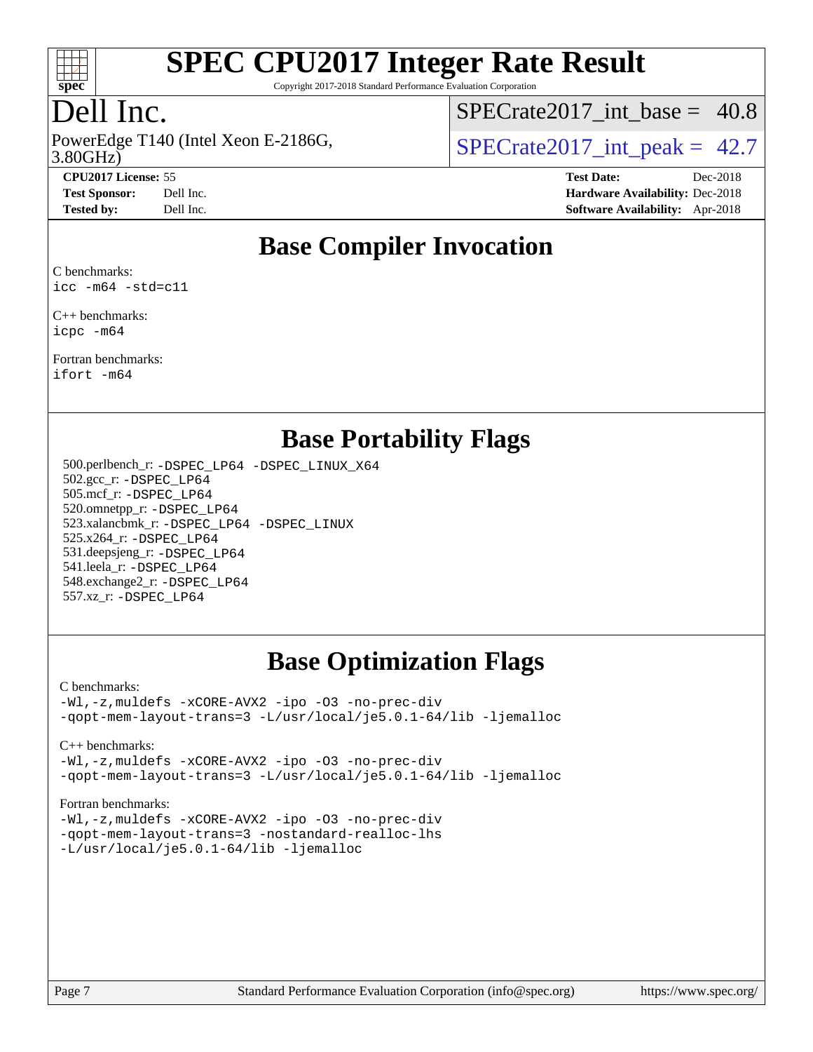# SPEC CPU2017 Integer Rate Result

Copyright 2017-2018 Standard Performance Evaluation Corporation

## Dell Inc.

PowerEdge T140 (Intel Xeon E-2186G, 3.80GHz)

SPECrate2017_int_base = 40.8

SPECrate2017_int_peak = 42.7

**CPU2017 License:** 55
**Test Sponsor:** Dell Inc.
**Tested by:** Dell Inc.

**Test Date:** Dec-2018
**Hardware Availability:** Dec-2018
**Software Availability:** Apr-2018

## Base Compiler Invocation

C benchmarks:
```
icc -m64 -std=c11
```

C++ benchmarks:
```
icpc -m64
```

Fortran benchmarks:
```
ifort -m64
```

## Base Portability Flags

500.perlbench_r: `-DSPEC_LP64 -DSPEC_LINUX_X64`
502.gcc_r: `-DSPEC_LP64`
505.mcf_r: `-DSPEC_LP64`
520.omnetpp_r: `-DSPEC_LP64`
523.xalancbmk_r: `-DSPEC_LP64 -DSPEC_LINUX`
525.x264_r: `-DSPEC_LP64`
531.deepsjeng_r: `-DSPEC_LP64`
541.leela_r: `-DSPEC_LP64`
548.exchange2_r: `-DSPEC_LP64`
557.xz_r: `-DSPEC_LP64`

## Base Optimization Flags

C benchmarks:
```
-Wl,-z,muldefs -xCORE-AVX2 -ipo -O3 -no-prec-div
-qopt-mem-layout-trans=3 -L/usr/local/je5.0.1-64/lib -ljemalloc
```

C++ benchmarks:
```
-Wl,-z,muldefs -xCORE-AVX2 -ipo -O3 -no-prec-div
-qopt-mem-layout-trans=3 -L/usr/local/je5.0.1-64/lib -ljemalloc
```

Fortran benchmarks:
```
-Wl,-z,muldefs -xCORE-AVX2 -ipo -O3 -no-prec-div
-qopt-mem-layout-trans=3 -nostandard-realloc-lhs
-L/usr/local/je5.0.1-64/lib -ljemalloc
```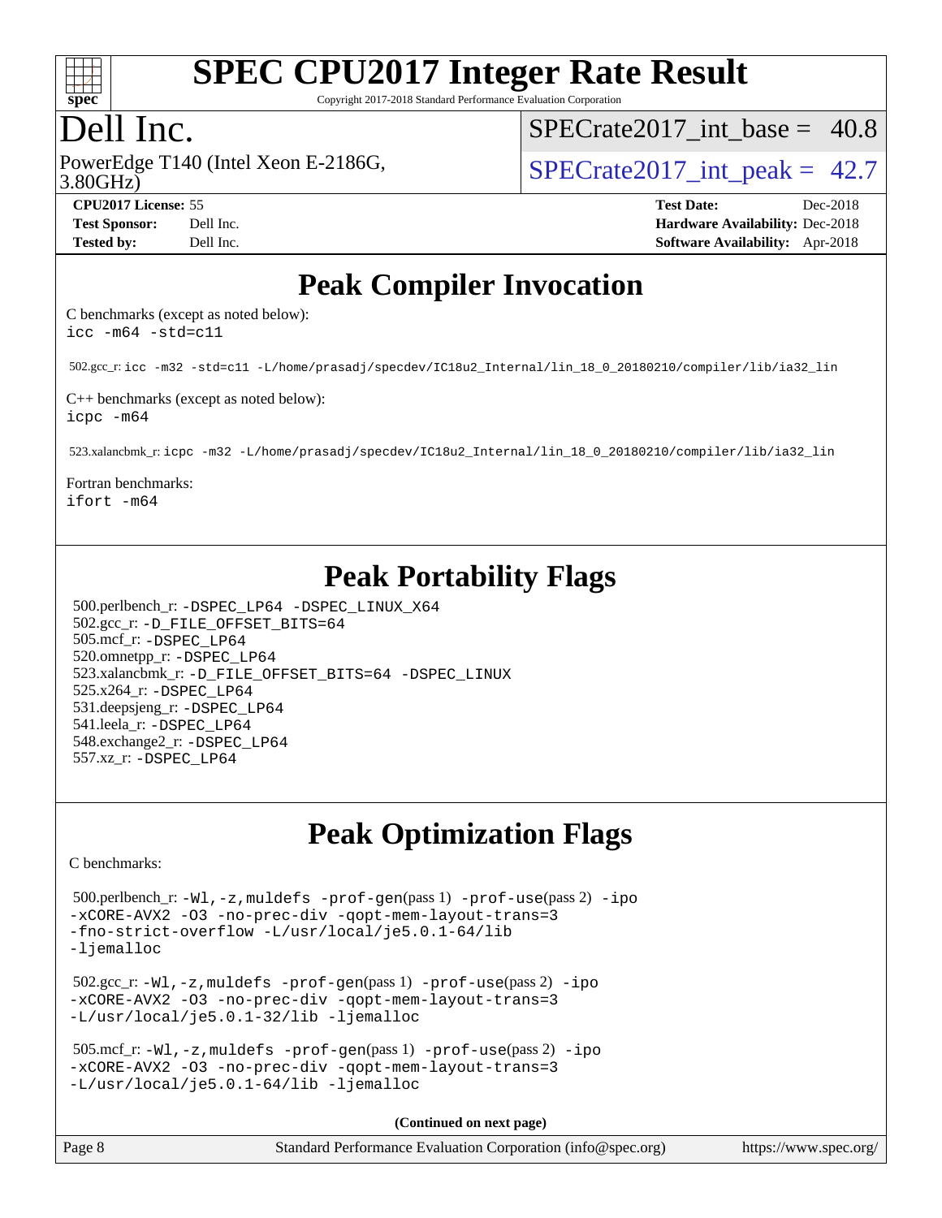# SPEC CPU2017 Integer Rate Result

Copyright 2017-2018 Standard Performance Evaluation Corporation

## Dell Inc.

PowerEdge T140 (Intel Xeon E-2186G, 3.80GHz)

SPECrate2017_int_base = 40.8

SPECrate2017_int_peak = 42.7

**CPU2017 License:** 55
**Test Sponsor:** Dell Inc.
**Tested by:** Dell Inc.

**Test Date:** Dec-2018
**Hardware Availability:** Dec-2018
**Software Availability:** Apr-2018

## Peak Compiler Invocation

C benchmarks (except as noted below):
`icc -m64 -std=c11`

502.gcc_r: `icc -m32 -std=c11 -L/home/prasadj/specdev/IC18u2_Internal/lin_18_0_20180210/compiler/lib/ia32_lin`

C++ benchmarks (except as noted below):
`icpc -m64`

523.xalancbmk_r: `icpc -m32 -L/home/prasadj/specdev/IC18u2_Internal/lin_18_0_20180210/compiler/lib/ia32_lin`

Fortran benchmarks:
`ifort -m64`

## Peak Portability Flags

500.perlbench_r: `-DSPEC_LP64 -DSPEC_LINUX_X64`
502.gcc_r: `-D_FILE_OFFSET_BITS=64`
505.mcf_r: `-DSPEC_LP64`
520.omnetpp_r: `-DSPEC_LP64`
523.xalancbmk_r: `-D_FILE_OFFSET_BITS=64 -DSPEC_LINUX`
525.x264_r: `-DSPEC_LP64`
531.deepsjeng_r: `-DSPEC_LP64`
541.leela_r: `-DSPEC_LP64`
548.exchange2_r: `-DSPEC_LP64`
557.xz_r: `-DSPEC_LP64`

## Peak Optimization Flags

C benchmarks:

500.perlbench_r: `-Wl,-z,muldefs -prof-gen`(pass 1) `-prof-use`(pass 2) `-ipo -xCORE-AVX2 -O3 -no-prec-div -qopt-mem-layout-trans=3 -fno-strict-overflow -L/usr/local/je5.0.1-64/lib -ljemalloc`

502.gcc_r: `-Wl,-z,muldefs -prof-gen`(pass 1) `-prof-use`(pass 2) `-ipo -xCORE-AVX2 -O3 -no-prec-div -qopt-mem-layout-trans=3 -L/usr/local/je5.0.1-32/lib -ljemalloc`

505.mcf_r: `-Wl,-z,muldefs -prof-gen`(pass 1) `-prof-use`(pass 2) `-ipo -xCORE-AVX2 -O3 -no-prec-div -qopt-mem-layout-trans=3 -L/usr/local/je5.0.1-64/lib -ljemalloc`

**(Continued on next page)**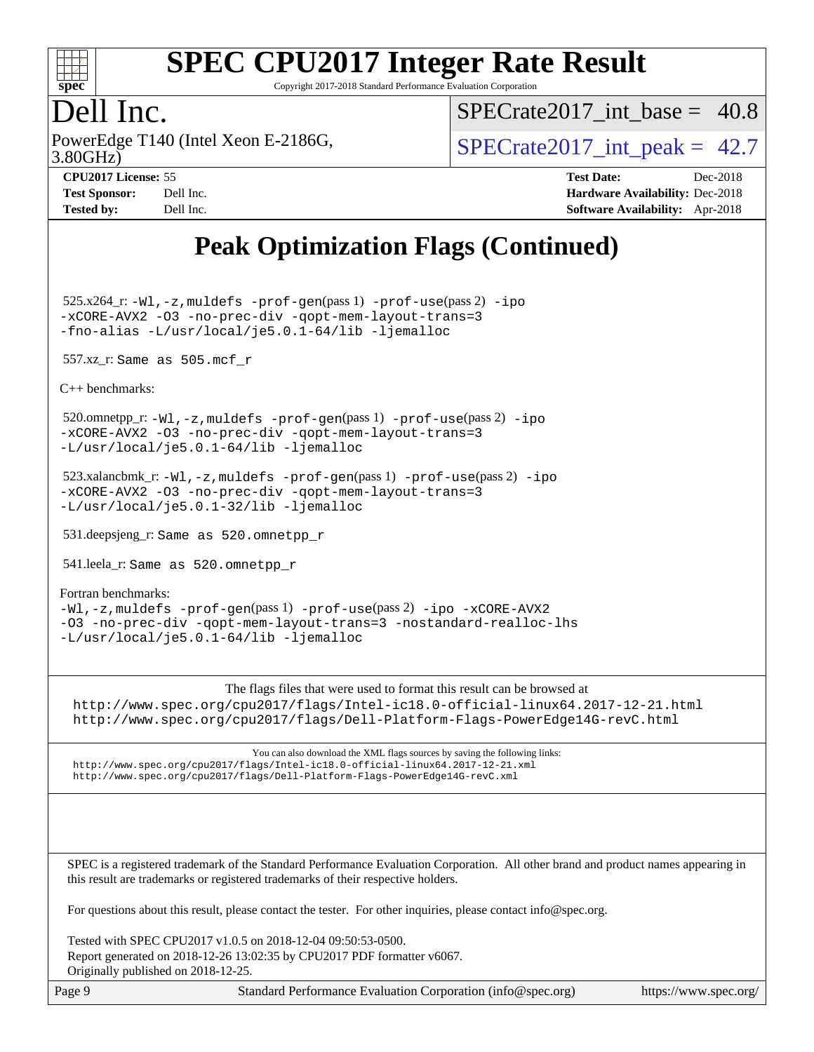# SPEC CPU2017 Integer Rate Result

Copyright 2017-2018 Standard Performance Evaluation Corporation

## Dell Inc.

PowerEdge T140 (Intel Xeon E-2186G, 3.80GHz)

SPECrate2017_int_base = 40.8

SPECrate2017_int_peak = 42.7

**CPU2017 License:** 55
**Test Sponsor:** Dell Inc.
**Tested by:** Dell Inc.

**Test Date:** Dec-2018
**Hardware Availability:** Dec-2018
**Software Availability:** Apr-2018

## Peak Optimization Flags (Continued)

525.x264_r: `-Wl,-z,muldefs -prof-gen`(pass 1) `-prof-use`(pass 2) `-ipo -xCORE-AVX2 -O3 -no-prec-div -qopt-mem-layout-trans=3 -fno-alias -L/usr/local/je5.0.1-64/lib -ljemalloc`

557.xz_r: `Same as 505.mcf_r`

C++ benchmarks:

520.omnetpp_r: `-Wl,-z,muldefs -prof-gen`(pass 1) `-prof-use`(pass 2) `-ipo -xCORE-AVX2 -O3 -no-prec-div -qopt-mem-layout-trans=3 -L/usr/local/je5.0.1-64/lib -ljemalloc`

523.xalancbmk_r: `-Wl,-z,muldefs -prof-gen`(pass 1) `-prof-use`(pass 2) `-ipo -xCORE-AVX2 -O3 -no-prec-div -qopt-mem-layout-trans=3 -L/usr/local/je5.0.1-32/lib -ljemalloc`

531.deepsjeng_r: `Same as 520.omnetpp_r`

541.leela_r: `Same as 520.omnetpp_r`

Fortran benchmarks:
`-Wl,-z,muldefs -prof-gen`(pass 1) `-prof-use`(pass 2) `-ipo -xCORE-AVX2 -O3 -no-prec-div -qopt-mem-layout-trans=3 -nostandard-realloc-lhs -L/usr/local/je5.0.1-64/lib -ljemalloc`

The flags files that were used to format this result can be browsed at
http://www.spec.org/cpu2017/flags/Intel-ic18.0-official-linux64.2017-12-21.html
http://www.spec.org/cpu2017/flags/Dell-Platform-Flags-PowerEdge14G-revC.html

You can also download the XML flags sources by saving the following links:
http://www.spec.org/cpu2017/flags/Intel-ic18.0-official-linux64.2017-12-21.xml
http://www.spec.org/cpu2017/flags/Dell-Platform-Flags-PowerEdge14G-revC.xml

SPEC is a registered trademark of the Standard Performance Evaluation Corporation. All other brand and product names appearing in this result are trademarks or registered trademarks of their respective holders.

For questions about this result, please contact the tester. For other inquiries, please contact info@spec.org.

Tested with SPEC CPU2017 v1.0.5 on 2018-12-04 09:50:53-0500.
Report generated on 2018-12-26 13:02:35 by CPU2017 PDF formatter v6067.
Originally published on 2018-12-25.